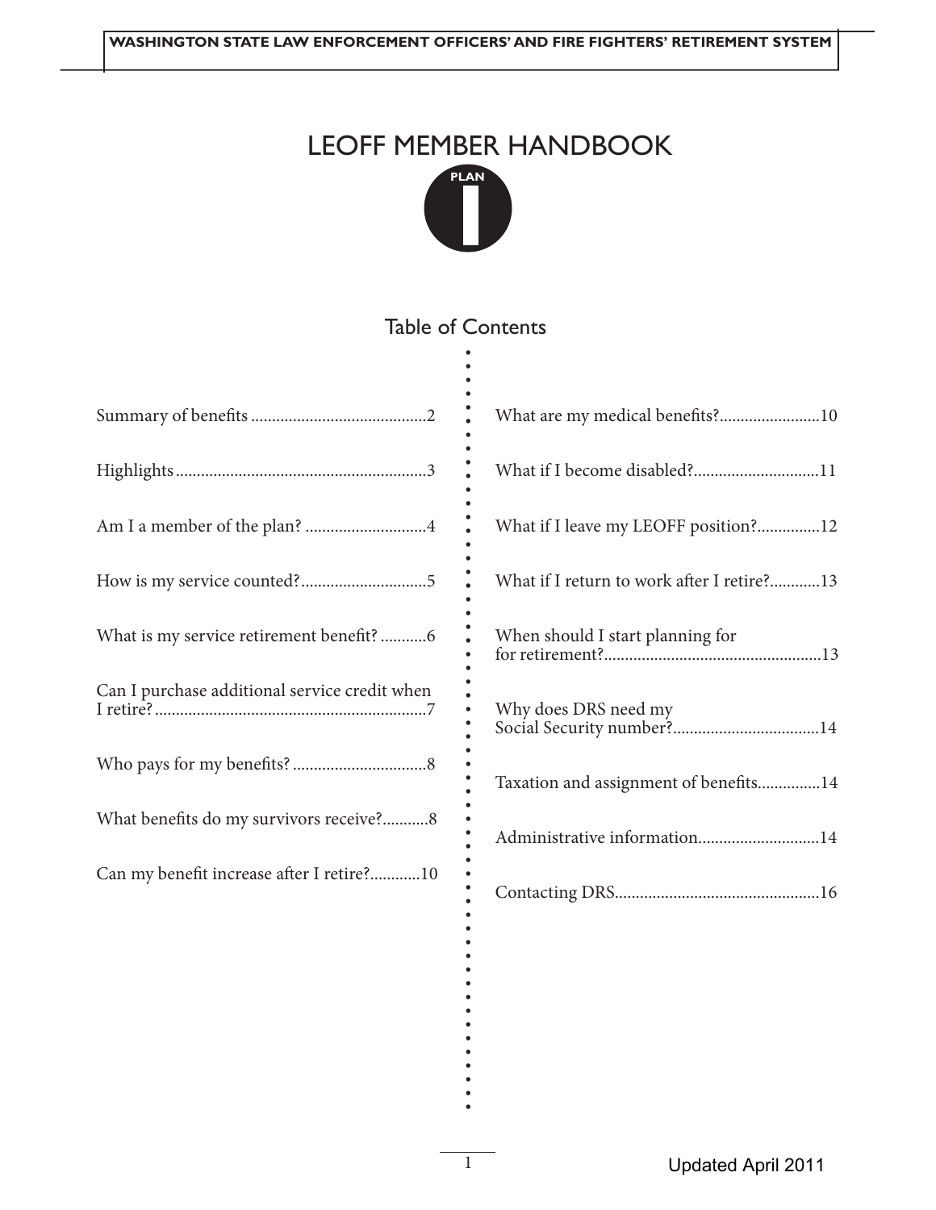WASHINGTON STATE LAW ENFORCEMENT OFFICERS' AND FIRE FIGHTERS' RETIREMENT SYSTEM

# LEOFF MEMBER HANDBOOK

PLAN I

## Table of Contents

Summary of benefits ..........................................2

Highlights ............................................................3

Am I a member of the plan? .............................4

How is my service counted?..............................5

What is my service retirement benefit? ...........6

Can I purchase additional service credit when I retire? .................................................................7

Who pays for my benefits? ................................8

What benefits do my survivors receive?...........8

Can my benefit increase after I retire?............10

What are my medical benefits?........................10

What if I become disabled?..............................11

What if I leave my LEOFF position?...............12

What if I return to work after I retire?............13

When should I start planning for for retirement?....................................................13

Why does DRS need my Social Security number?...................................14

Taxation and assignment of benefits...............14

Administrative information.............................14

Contacting DRS.................................................16

Updated April 2011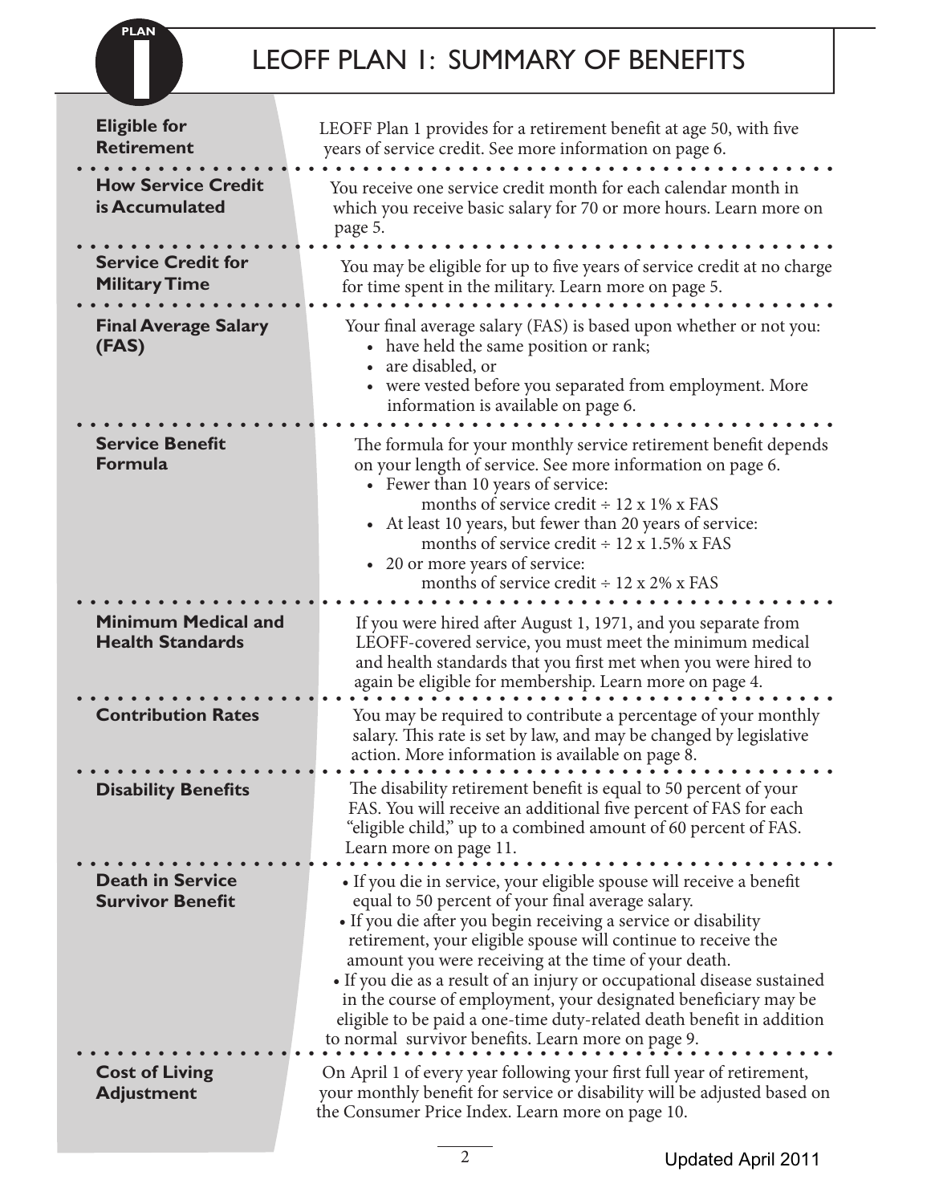# LEOFF PLAN 1: SUMMARY OF BENEFITS

**Eligible for Retirement**

LEOFF Plan 1 provides for a retirement benefit at age 50, with five years of service credit. See more information on page 6.

**How Service Credit is Accumulated**

You receive one service credit month for each calendar month in which you receive basic salary for 70 or more hours. Learn more on page 5.

**Service Credit for Military Time**

You may be eligible for up to five years of service credit at no charge for time spent in the military. Learn more on page 5.

**Final Average Salary (FAS)**

Your final average salary (FAS) is based upon whether or not you:

- have held the same position or rank;
- are disabled, or
- were vested before you separated from employment. More information is available on page 6.

**Service Benefit Formula**

The formula for your monthly service retirement benefit depends on your length of service. See more information on page 6.

- Fewer than 10 years of service:
  months of service credit ÷ 12 x 1% x FAS
- At least 10 years, but fewer than 20 years of service:
  months of service credit ÷ 12 x 1.5% x FAS
- 20 or more years of service:
  months of service credit ÷ 12 x 2% x FAS

**Minimum Medical and Health Standards**

If you were hired after August 1, 1971, and you separate from LEOFF-covered service, you must meet the minimum medical and health standards that you first met when you were hired to again be eligible for membership. Learn more on page 4.

**Contribution Rates**

You may be required to contribute a percentage of your monthly salary. This rate is set by law, and may be changed by legislative action. More information is available on page 8.

**Disability Benefits**

The disability retirement benefit is equal to 50 percent of your FAS. You will receive an additional five percent of FAS for each "eligible child," up to a combined amount of 60 percent of FAS. Learn more on page 11.

**Death in Service Survivor Benefit**

- If you die in service, your eligible spouse will receive a benefit equal to 50 percent of your final average salary.
- If you die after you begin receiving a service or disability retirement, your eligible spouse will continue to receive the amount you were receiving at the time of your death.
- If you die as a result of an injury or occupational disease sustained in the course of employment, your designated beneficiary may be eligible to be paid a one-time duty-related death benefit in addition to normal survivor benefits. Learn more on page 9.

**Cost of Living Adjustment**

On April 1 of every year following your first full year of retirement, your monthly benefit for service or disability will be adjusted based on the Consumer Price Index. Learn more on page 10.

Updated April 2011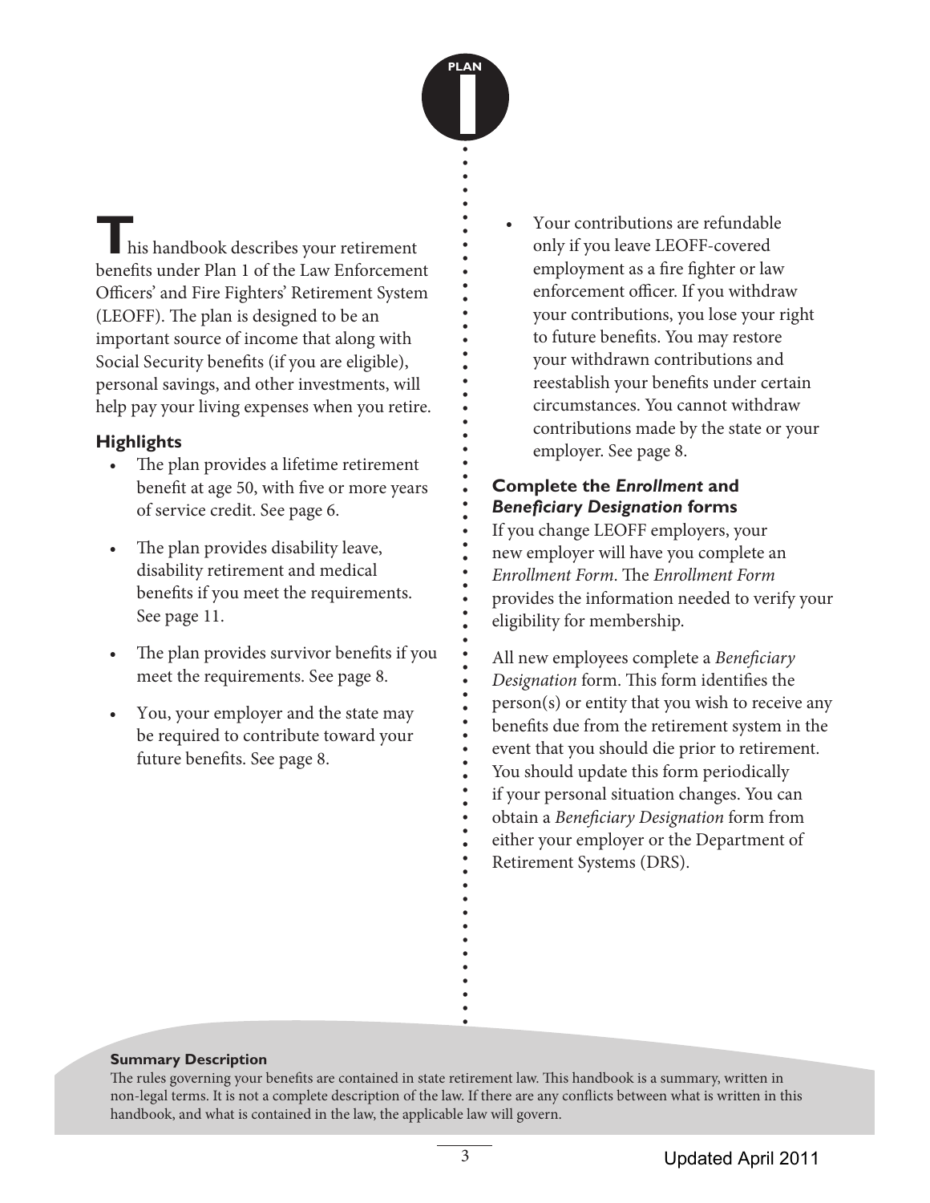**T**his handbook describes your retirement benefits under Plan 1 of the Law Enforcement Officers' and Fire Fighters' Retirement System (LEOFF). The plan is designed to be an important source of income that along with Social Security benefits (if you are eligible), personal savings, and other investments, will help pay your living expenses when you retire.

### Highlights

- The plan provides a lifetime retirement benefit at age 50, with five or more years of service credit. See page 6.
- The plan provides disability leave, disability retirement and medical benefits if you meet the requirements. See page 11.
- The plan provides survivor benefits if you meet the requirements. See page 8.
- You, your employer and the state may be required to contribute toward your future benefits. See page 8.
- Your contributions are refundable only if you leave LEOFF-covered employment as a fire fighter or law enforcement officer. If you withdraw your contributions, you lose your right to future benefits. You may restore your withdrawn contributions and reestablish your benefits under certain circumstances. You cannot withdraw contributions made by the state or your employer. See page 8.

### Complete the *Enrollment* and *Beneficiary Designation* forms

If you change LEOFF employers, your new employer will have you complete an *Enrollment Form*. The *Enrollment Form* provides the information needed to verify your eligibility for membership.

All new employees complete a *Beneficiary Designation* form. This form identifies the person(s) or entity that you wish to receive any benefits due from the retirement system in the event that you should die prior to retirement. You should update this form periodically if your personal situation changes. You can obtain a *Beneficiary Designation* form from either your employer or the Department of Retirement Systems (DRS).

**Summary Description**

The rules governing your benefits are contained in state retirement law. This handbook is a summary, written in non-legal terms. It is not a complete description of the law. If there are any conflicts between what is written in this handbook, and what is contained in the law, the applicable law will govern.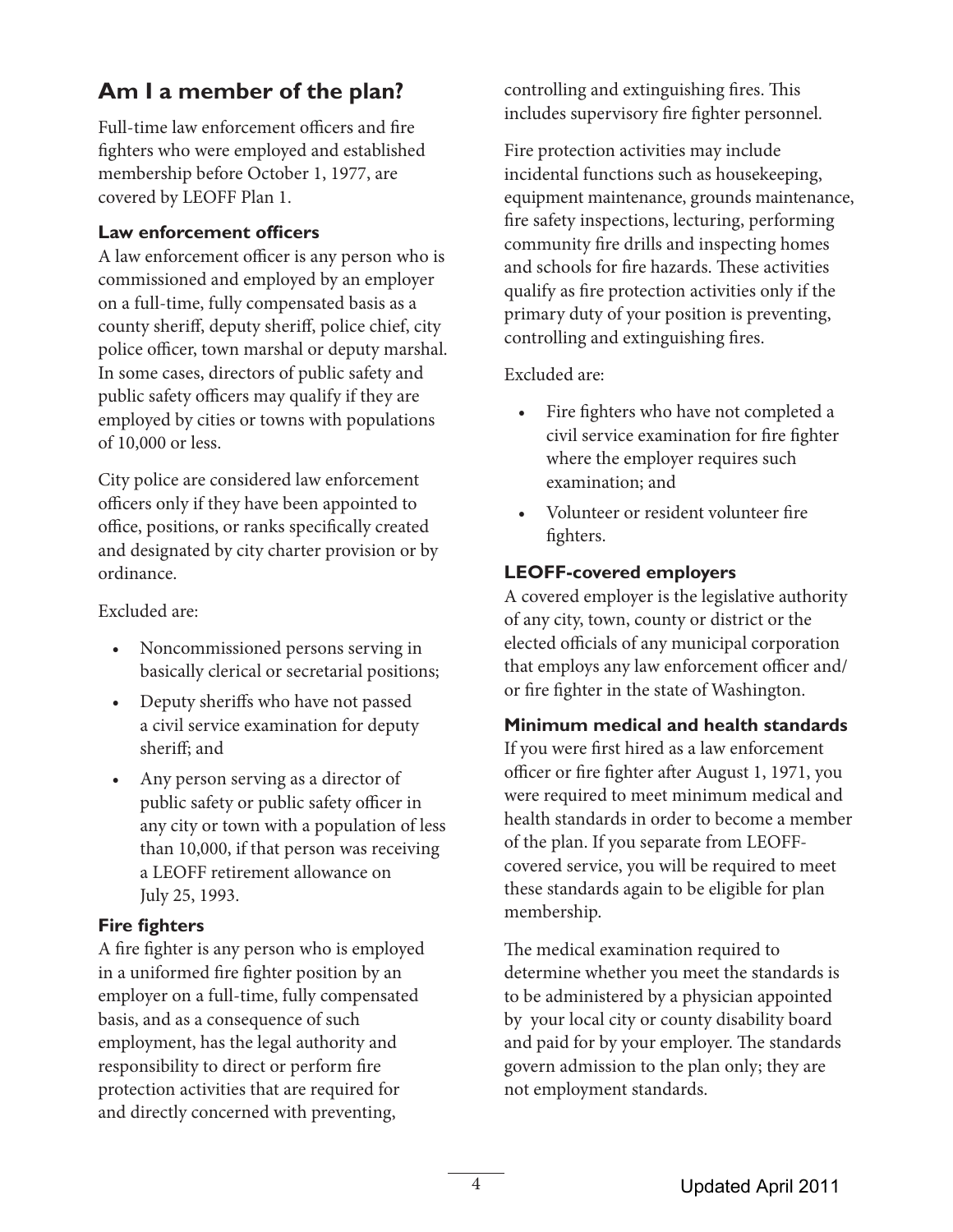## Am I a member of the plan?

Full-time law enforcement officers and fire fighters who were employed and established membership before October 1, 1977, are covered by LEOFF Plan 1.

### Law enforcement officers

A law enforcement officer is any person who is commissioned and employed by an employer on a full-time, fully compensated basis as a county sheriff, deputy sheriff, police chief, city police officer, town marshal or deputy marshal. In some cases, directors of public safety and public safety officers may qualify if they are employed by cities or towns with populations of 10,000 or less.

City police are considered law enforcement officers only if they have been appointed to office, positions, or ranks specifically created and designated by city charter provision or by ordinance.

Excluded are:

- Noncommissioned persons serving in basically clerical or secretarial positions;
- Deputy sheriffs who have not passed a civil service examination for deputy sheriff; and
- Any person serving as a director of public safety or public safety officer in any city or town with a population of less than 10,000, if that person was receiving a LEOFF retirement allowance on July 25, 1993.

### Fire fighters

A fire fighter is any person who is employed in a uniformed fire fighter position by an employer on a full-time, fully compensated basis, and as a consequence of such employment, has the legal authority and responsibility to direct or perform fire protection activities that are required for and directly concerned with preventing, controlling and extinguishing fires. This includes supervisory fire fighter personnel.

Fire protection activities may include incidental functions such as housekeeping, equipment maintenance, grounds maintenance, fire safety inspections, lecturing, performing community fire drills and inspecting homes and schools for fire hazards. These activities qualify as fire protection activities only if the primary duty of your position is preventing, controlling and extinguishing fires.

Excluded are:

- Fire fighters who have not completed a civil service examination for fire fighter where the employer requires such examination; and
- Volunteer or resident volunteer fire fighters.

### LEOFF-covered employers

A covered employer is the legislative authority of any city, town, county or district or the elected officials of any municipal corporation that employs any law enforcement officer and/or fire fighter in the state of Washington.

### Minimum medical and health standards

If you were first hired as a law enforcement officer or fire fighter after August 1, 1971, you were required to meet minimum medical and health standards in order to become a member of the plan. If you separate from LEOFF-covered service, you will be required to meet these standards again to be eligible for plan membership.

The medical examination required to determine whether you meet the standards is to be administered by a physician appointed by your local city or county disability board and paid for by your employer. The standards govern admission to the plan only; they are not employment standards.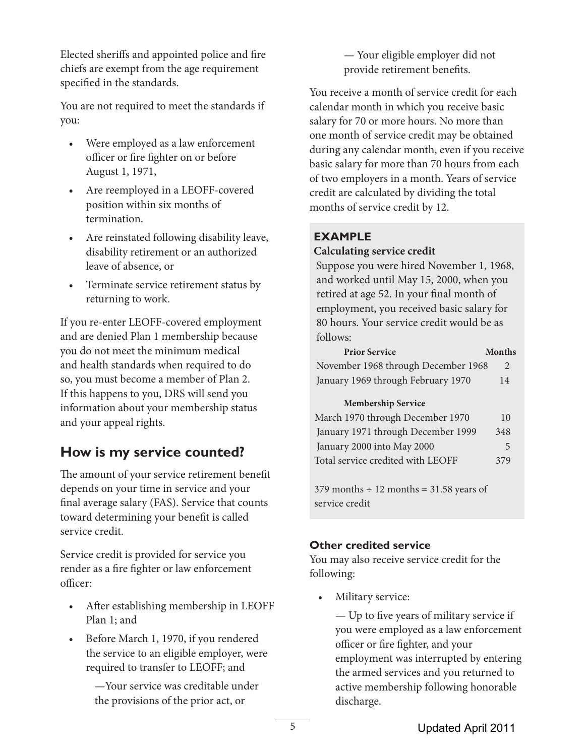Elected sheriffs and appointed police and fire chiefs are exempt from the age requirement specified in the standards.

You are not required to meet the standards if you:

- Were employed as a law enforcement officer or fire fighter on or before August 1, 1971,
- Are reemployed in a LEOFF-covered position within six months of termination.
- Are reinstated following disability leave, disability retirement or an authorized leave of absence, or
- Terminate service retirement status by returning to work.

If you re-enter LEOFF-covered employment and are denied Plan 1 membership because you do not meet the minimum medical and health standards when required to do so, you must become a member of Plan 2. If this happens to you, DRS will send you information about your membership status and your appeal rights.

## How is my service counted?

The amount of your service retirement benefit depends on your time in service and your final average salary (FAS). Service that counts toward determining your benefit is called service credit.

Service credit is provided for service you render as a fire fighter or law enforcement officer:

- After establishing membership in LEOFF Plan 1; and
- Before March 1, 1970, if you rendered the service to an eligible employer, were required to transfer to LEOFF; and

  —Your service was creditable under the provisions of the prior act, or

  — Your eligible employer did not provide retirement benefits.

You receive a month of service credit for each calendar month in which you receive basic salary for 70 or more hours. No more than one month of service credit may be obtained during any calendar month, even if you receive basic salary for more than 70 hours from each of two employers in a month. Years of service credit are calculated by dividing the total months of service credit by 12.

### EXAMPLE

**Calculating service credit**

Suppose you were hired November 1, 1968, and worked until May 15, 2000, when you retired at age 52. In your final month of employment, you received basic salary for 80 hours. Your service credit would be as follows:

| **Prior Service** | **Months** |
|---|---|
| November 1968 through December 1968 | 2 |
| January 1969 through February 1970 | 14 |
| **Membership Service** | |
| March 1970 through December 1970 | 10 |
| January 1971 through December 1999 | 348 |
| January 2000 into May 2000 | 5 |
| Total service credited with LEOFF | 379 |

379 months ÷ 12 months = 31.58 years of service credit

### Other credited service

You may also receive service credit for the following:

- Military service:

  — Up to five years of military service if you were employed as a law enforcement officer or fire fighter, and your employment was interrupted by entering the armed services and you returned to active membership following honorable discharge.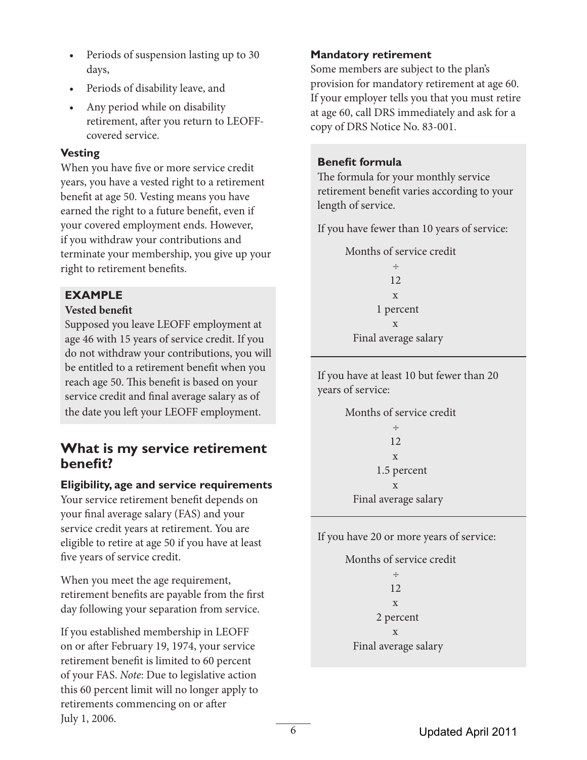- Periods of suspension lasting up to 30 days,
- Periods of disability leave, and
- Any period while on disability retirement, after you return to LEOFF-covered service.

**Vesting**

When you have five or more service credit years, you have a vested right to a retirement benefit at age 50. Vesting means you have earned the right to a future benefit, even if your covered employment ends. However, if you withdraw your contributions and terminate your membership, you give up your right to retirement benefits.

**EXAMPLE**

**Vested benefit**

Supposed you leave LEOFF employment at age 46 with 15 years of service credit. If you do not withdraw your contributions, you will be entitled to a retirement benefit when you reach age 50. This benefit is based on your service credit and final average salary as of the date you left your LEOFF employment.

## What is my service retirement benefit?

**Eligibility, age and service requirements**

Your service retirement benefit depends on your final average salary (FAS) and your service credit years at retirement. You are eligible to retire at age 50 if you have at least five years of service credit.

When you meet the age requirement, retirement benefits are payable from the first day following your separation from service.

If you established membership in LEOFF on or after February 19, 1974, your service retirement benefit is limited to 60 percent of your FAS. *Note*: Due to legislative action this 60 percent limit will no longer apply to retirements commencing on or after July 1, 2006.

**Mandatory retirement**

Some members are subject to the plan's provision for mandatory retirement at age 60. If your employer tells you that you must retire at age 60, call DRS immediately and ask for a copy of DRS Notice No. 83-001.

**Benefit formula**

The formula for your monthly service retirement benefit varies according to your length of service.

If you have fewer than 10 years of service:

Months of service credit
÷
12
x
1 percent
x
Final average salary

If you have at least 10 but fewer than 20 years of service:

Months of service credit
÷
12
x
1.5 percent
x
Final average salary

If you have 20 or more years of service:

Months of service credit
÷
12
x
2 percent
x
Final average salary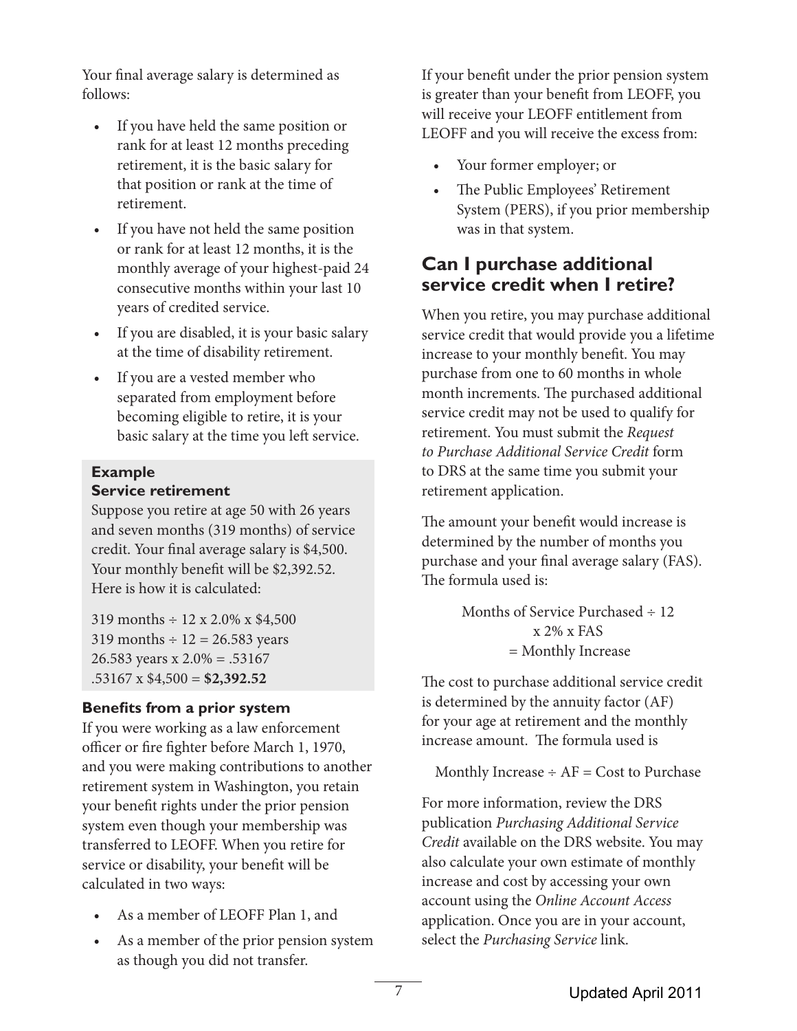Your final average salary is determined as follows:

- If you have held the same position or rank for at least 12 months preceding retirement, it is the basic salary for that position or rank at the time of retirement.
- If you have not held the same position or rank for at least 12 months, it is the monthly average of your highest-paid 24 consecutive months within your last 10 years of credited service.
- If you are disabled, it is your basic salary at the time of disability retirement.
- If you are a vested member who separated from employment before becoming eligible to retire, it is your basic salary at the time you left service.

**Example**
**Service retirement**

Suppose you retire at age 50 with 26 years and seven months (319 months) of service credit. Your final average salary is $4,500. Your monthly benefit will be $2,392.52. Here is how it is calculated:

319 months ÷ 12 x 2.0% x $4,500
319 months ÷ 12 = 26.583 years
26.583 years x 2.0% = .53167
.53167 x $4,500 = **$2,392.52**

#### Benefits from a prior system

If you were working as a law enforcement officer or fire fighter before March 1, 1970, and you were making contributions to another retirement system in Washington, you retain your benefit rights under the prior pension system even though your membership was transferred to LEOFF. When you retire for service or disability, your benefit will be calculated in two ways:

- As a member of LEOFF Plan 1, and
- As a member of the prior pension system as though you did not transfer.

If your benefit under the prior pension system is greater than your benefit from LEOFF, you will receive your LEOFF entitlement from LEOFF and you will receive the excess from:

- Your former employer; or
- The Public Employees' Retirement System (PERS), if you prior membership was in that system.

## Can I purchase additional service credit when I retire?

When you retire, you may purchase additional service credit that would provide you a lifetime increase to your monthly benefit. You may purchase from one to 60 months in whole month increments. The purchased additional service credit may not be used to qualify for retirement. You must submit the *Request to Purchase Additional Service Credit* form to DRS at the same time you submit your retirement application.

The amount your benefit would increase is determined by the number of months you purchase and your final average salary (FAS). The formula used is:

Months of Service Purchased ÷ 12
x 2% x FAS
= Monthly Increase

The cost to purchase additional service credit is determined by the annuity factor (AF) for your age at retirement and the monthly increase amount. The formula used is

Monthly Increase ÷ AF = Cost to Purchase

For more information, review the DRS publication *Purchasing Additional Service Credit* available on the DRS website. You may also calculate your own estimate of monthly increase and cost by accessing your own account using the *Online Account Access* application. Once you are in your account, select the *Purchasing Service* link.

Updated April 2011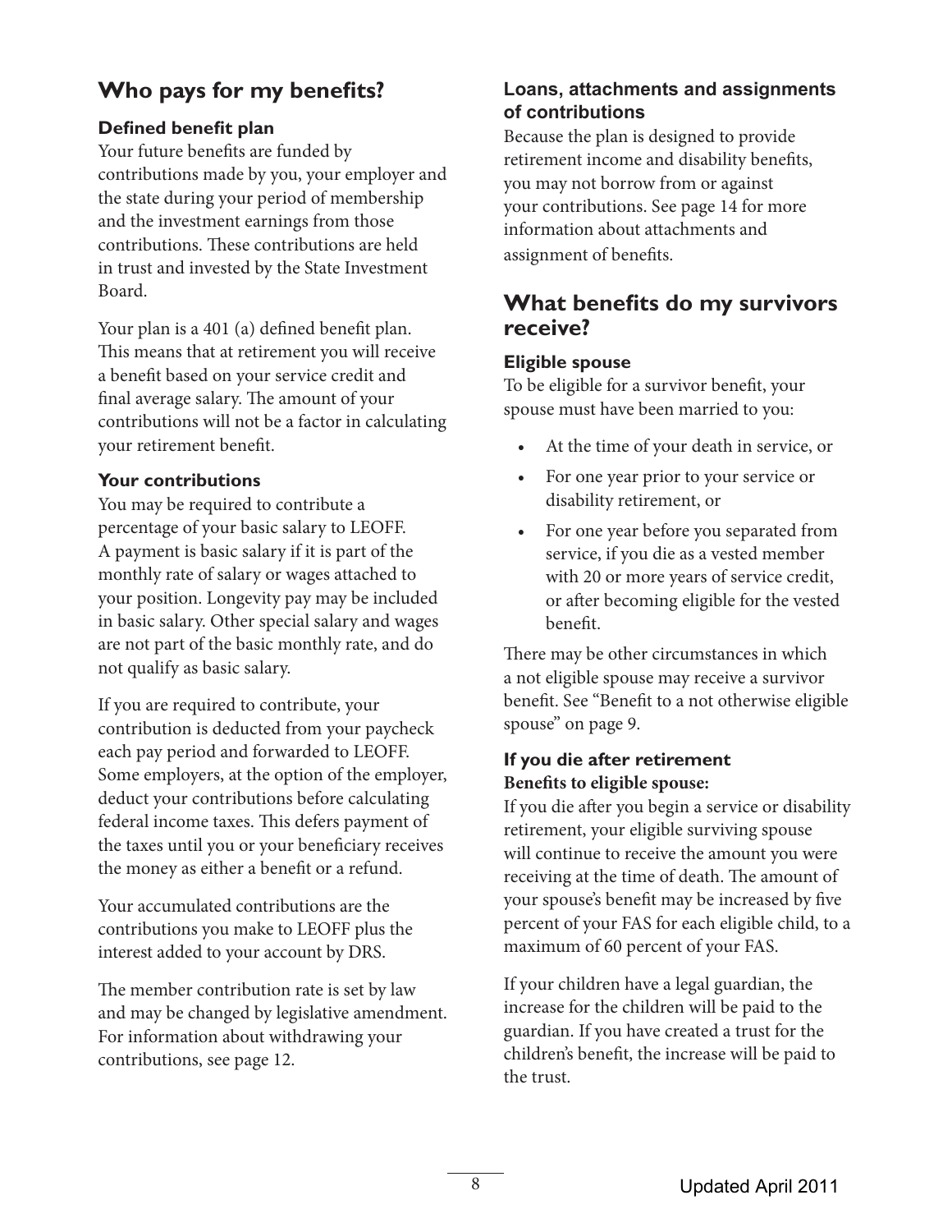## Who pays for my benefits?

### Defined benefit plan

Your future benefits are funded by contributions made by you, your employer and the state during your period of membership and the investment earnings from those contributions. These contributions are held in trust and invested by the State Investment Board.

Your plan is a 401 (a) defined benefit plan. This means that at retirement you will receive a benefit based on your service credit and final average salary. The amount of your contributions will not be a factor in calculating your retirement benefit.

### Your contributions

You may be required to contribute a percentage of your basic salary to LEOFF. A payment is basic salary if it is part of the monthly rate of salary or wages attached to your position. Longevity pay may be included in basic salary. Other special salary and wages are not part of the basic monthly rate, and do not qualify as basic salary.

If you are required to contribute, your contribution is deducted from your paycheck each pay period and forwarded to LEOFF. Some employers, at the option of the employer, deduct your contributions before calculating federal income taxes. This defers payment of the taxes until you or your beneficiary receives the money as either a benefit or a refund.

Your accumulated contributions are the contributions you make to LEOFF plus the interest added to your account by DRS.

The member contribution rate is set by law and may be changed by legislative amendment. For information about withdrawing your contributions, see page 12.

### Loans, attachments and assignments of contributions

Because the plan is designed to provide retirement income and disability benefits, you may not borrow from or against your contributions. See page 14 for more information about attachments and assignment of benefits.

## What benefits do my survivors receive?

### Eligible spouse

To be eligible for a survivor benefit, your spouse must have been married to you:

- At the time of your death in service, or
- For one year prior to your service or disability retirement, or
- For one year before you separated from service, if you die as a vested member with 20 or more years of service credit, or after becoming eligible for the vested benefit.

There may be other circumstances in which a not eligible spouse may receive a survivor benefit. See "Benefit to a not otherwise eligible spouse" on page 9.

### If you die after retirement

**Benefits to eligible spouse:**

If you die after you begin a service or disability retirement, your eligible surviving spouse will continue to receive the amount you were receiving at the time of death. The amount of your spouse's benefit may be increased by five percent of your FAS for each eligible child, to a maximum of 60 percent of your FAS.

If your children have a legal guardian, the increase for the children will be paid to the guardian. If you have created a trust for the children's benefit, the increase will be paid to the trust.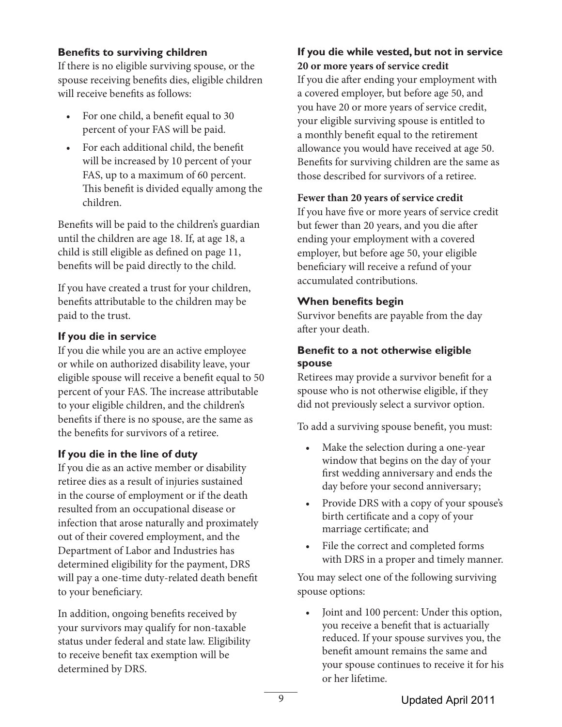### Benefits to surviving children

If there is no eligible surviving spouse, or the spouse receiving benefits dies, eligible children will receive benefits as follows:

- For one child, a benefit equal to 30 percent of your FAS will be paid.
- For each additional child, the benefit will be increased by 10 percent of your FAS, up to a maximum of 60 percent. This benefit is divided equally among the children.

Benefits will be paid to the children's guardian until the children are age 18. If, at age 18, a child is still eligible as defined on page 11, benefits will be paid directly to the child.

If you have created a trust for your children, benefits attributable to the children may be paid to the trust.

### If you die in service

If you die while you are an active employee or while on authorized disability leave, your eligible spouse will receive a benefit equal to 50 percent of your FAS. The increase attributable to your eligible children, and the children's benefits if there is no spouse, are the same as the benefits for survivors of a retiree.

### If you die in the line of duty

If you die as an active member or disability retiree dies as a result of injuries sustained in the course of employment or if the death resulted from an occupational disease or infection that arose naturally and proximately out of their covered employment, and the Department of Labor and Industries has determined eligibility for the payment, DRS will pay a one-time duty-related death benefit to your beneficiary.

In addition, ongoing benefits received by your survivors may qualify for non-taxable status under federal and state law. Eligibility to receive benefit tax exemption will be determined by DRS.

### If you die while vested, but not in service

#### 20 or more years of service credit

If you die after ending your employment with a covered employer, but before age 50, and you have 20 or more years of service credit, your eligible surviving spouse is entitled to a monthly benefit equal to the retirement allowance you would have received at age 50. Benefits for surviving children are the same as those described for survivors of a retiree.

#### Fewer than 20 years of service credit

If you have five or more years of service credit but fewer than 20 years, and you die after ending your employment with a covered employer, but before age 50, your eligible beneficiary will receive a refund of your accumulated contributions.

### When benefits begin

Survivor benefits are payable from the day after your death.

### Benefit to a not otherwise eligible spouse

Retirees may provide a survivor benefit for a spouse who is not otherwise eligible, if they did not previously select a survivor option.

To add a surviving spouse benefit, you must:

- Make the selection during a one-year window that begins on the day of your first wedding anniversary and ends the day before your second anniversary;
- Provide DRS with a copy of your spouse's birth certificate and a copy of your marriage certificate; and
- File the correct and completed forms with DRS in a proper and timely manner.

You may select one of the following surviving spouse options:

- Joint and 100 percent: Under this option, you receive a benefit that is actuarially reduced. If your spouse survives you, the benefit amount remains the same and your spouse continues to receive it for his or her lifetime.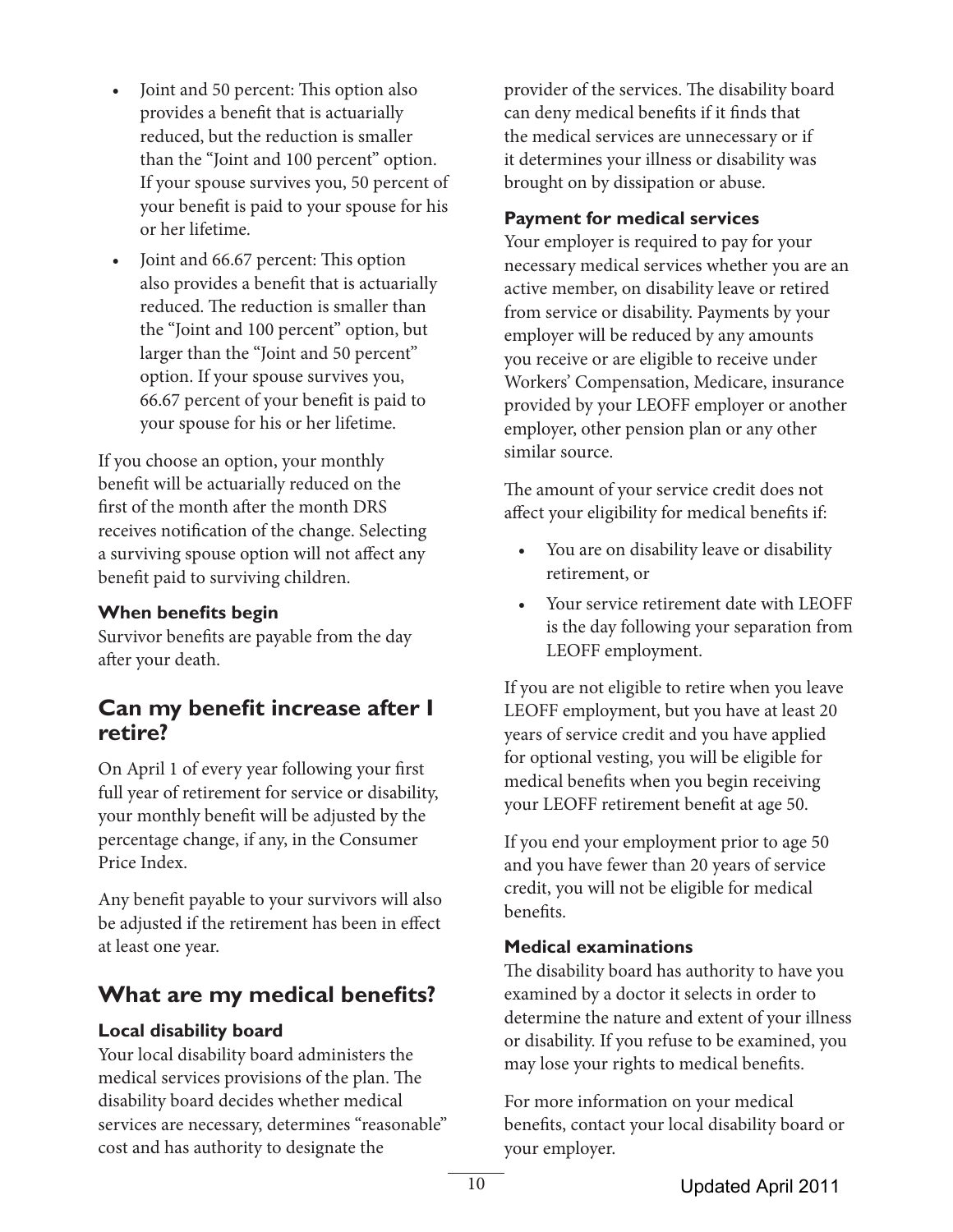- Joint and 50 percent: This option also provides a benefit that is actuarially reduced, but the reduction is smaller than the "Joint and 100 percent" option. If your spouse survives you, 50 percent of your benefit is paid to your spouse for his or her lifetime.
- Joint and 66.67 percent: This option also provides a benefit that is actuarially reduced. The reduction is smaller than the "Joint and 100 percent" option, but larger than the "Joint and 50 percent" option. If your spouse survives you, 66.67 percent of your benefit is paid to your spouse for his or her lifetime.

If you choose an option, your monthly benefit will be actuarially reduced on the first of the month after the month DRS receives notification of the change. Selecting a surviving spouse option will not affect any benefit paid to surviving children.

### When benefits begin

Survivor benefits are payable from the day after your death.

## Can my benefit increase after I retire?

On April 1 of every year following your first full year of retirement for service or disability, your monthly benefit will be adjusted by the percentage change, if any, in the Consumer Price Index.

Any benefit payable to your survivors will also be adjusted if the retirement has been in effect at least one year.

## What are my medical benefits?

### Local disability board

Your local disability board administers the medical services provisions of the plan. The disability board decides whether medical services are necessary, determines "reasonable" cost and has authority to designate the provider of the services. The disability board can deny medical benefits if it finds that the medical services are unnecessary or if it determines your illness or disability was brought on by dissipation or abuse.

### Payment for medical services

Your employer is required to pay for your necessary medical services whether you are an active member, on disability leave or retired from service or disability. Payments by your employer will be reduced by any amounts you receive or are eligible to receive under Workers' Compensation, Medicare, insurance provided by your LEOFF employer or another employer, other pension plan or any other similar source.

The amount of your service credit does not affect your eligibility for medical benefits if:

- You are on disability leave or disability retirement, or
- Your service retirement date with LEOFF is the day following your separation from LEOFF employment.

If you are not eligible to retire when you leave LEOFF employment, but you have at least 20 years of service credit and you have applied for optional vesting, you will be eligible for medical benefits when you begin receiving your LEOFF retirement benefit at age 50.

If you end your employment prior to age 50 and you have fewer than 20 years of service credit, you will not be eligible for medical benefits.

### Medical examinations

The disability board has authority to have you examined by a doctor it selects in order to determine the nature and extent of your illness or disability. If you refuse to be examined, you may lose your rights to medical benefits.

For more information on your medical benefits, contact your local disability board or your employer.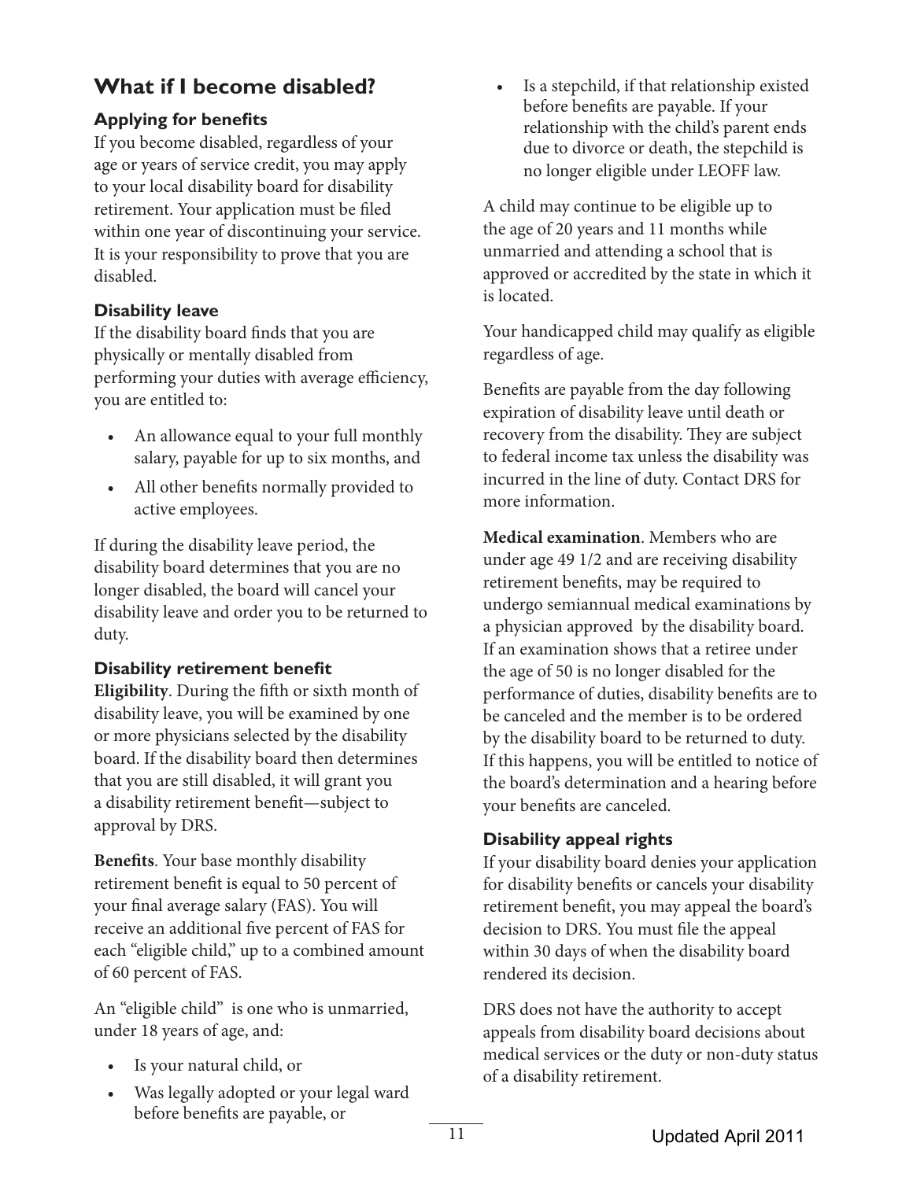## What if I become disabled?

### Applying for benefits

If you become disabled, regardless of your age or years of service credit, you may apply to your local disability board for disability retirement. Your application must be filed within one year of discontinuing your service. It is your responsibility to prove that you are disabled.

### Disability leave

If the disability board finds that you are physically or mentally disabled from performing your duties with average efficiency, you are entitled to:

- An allowance equal to your full monthly salary, payable for up to six months, and
- All other benefits normally provided to active employees.

If during the disability leave period, the disability board determines that you are no longer disabled, the board will cancel your disability leave and order you to be returned to duty.

### Disability retirement benefit

**Eligibility**. During the fifth or sixth month of disability leave, you will be examined by one or more physicians selected by the disability board. If the disability board then determines that you are still disabled, it will grant you a disability retirement benefit—subject to approval by DRS.

**Benefits**. Your base monthly disability retirement benefit is equal to 50 percent of your final average salary (FAS). You will receive an additional five percent of FAS for each "eligible child," up to a combined amount of 60 percent of FAS.

An "eligible child" is one who is unmarried, under 18 years of age, and:

- Is your natural child, or
- Was legally adopted or your legal ward before benefits are payable, or
- Is a stepchild, if that relationship existed before benefits are payable. If your relationship with the child's parent ends due to divorce or death, the stepchild is no longer eligible under LEOFF law.

A child may continue to be eligible up to the age of 20 years and 11 months while unmarried and attending a school that is approved or accredited by the state in which it is located.

Your handicapped child may qualify as eligible regardless of age.

Benefits are payable from the day following expiration of disability leave until death or recovery from the disability. They are subject to federal income tax unless the disability was incurred in the line of duty. Contact DRS for more information.

**Medical examination**. Members who are under age 49 1/2 and are receiving disability retirement benefits, may be required to undergo semiannual medical examinations by a physician approved by the disability board. If an examination shows that a retiree under the age of 50 is no longer disabled for the performance of duties, disability benefits are to be canceled and the member is to be ordered by the disability board to be returned to duty. If this happens, you will be entitled to notice of the board's determination and a hearing before your benefits are canceled.

### Disability appeal rights

If your disability board denies your application for disability benefits or cancels your disability retirement benefit, you may appeal the board's decision to DRS. You must file the appeal within 30 days of when the disability board rendered its decision.

DRS does not have the authority to accept appeals from disability board decisions about medical services or the duty or non-duty status of a disability retirement.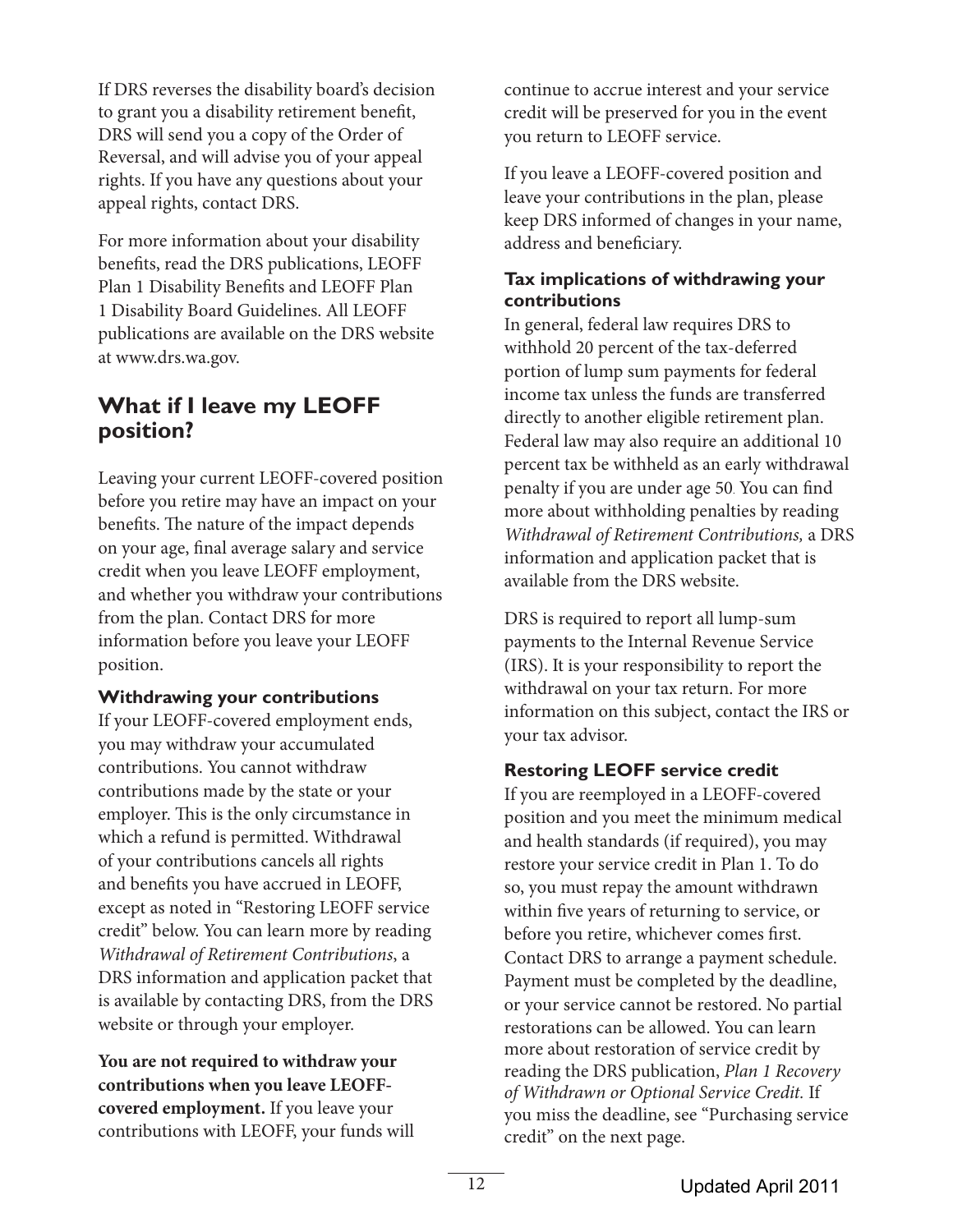If DRS reverses the disability board's decision to grant you a disability retirement benefit, DRS will send you a copy of the Order of Reversal, and will advise you of your appeal rights. If you have any questions about your appeal rights, contact DRS.

For more information about your disability benefits, read the DRS publications, LEOFF Plan 1 Disability Benefits and LEOFF Plan 1 Disability Board Guidelines. All LEOFF publications are available on the DRS website at www.drs.wa.gov.

## What if I leave my LEOFF position?

Leaving your current LEOFF-covered position before you retire may have an impact on your benefits. The nature of the impact depends on your age, final average salary and service credit when you leave LEOFF employment, and whether you withdraw your contributions from the plan. Contact DRS for more information before you leave your LEOFF position.

### Withdrawing your contributions

If your LEOFF-covered employment ends, you may withdraw your accumulated contributions. You cannot withdraw contributions made by the state or your employer. This is the only circumstance in which a refund is permitted. Withdrawal of your contributions cancels all rights and benefits you have accrued in LEOFF, except as noted in "Restoring LEOFF service credit" below. You can learn more by reading *Withdrawal of Retirement Contributions*, a DRS information and application packet that is available by contacting DRS, from the DRS website or through your employer.

**You are not required to withdraw your contributions when you leave LEOFF-covered employment.** If you leave your contributions with LEOFF, your funds will continue to accrue interest and your service credit will be preserved for you in the event you return to LEOFF service.

If you leave a LEOFF-covered position and leave your contributions in the plan, please keep DRS informed of changes in your name, address and beneficiary.

### Tax implications of withdrawing your contributions

In general, federal law requires DRS to withhold 20 percent of the tax-deferred portion of lump sum payments for federal income tax unless the funds are transferred directly to another eligible retirement plan. Federal law may also require an additional 10 percent tax be withheld as an early withdrawal penalty if you are under age 50. You can find more about withholding penalties by reading *Withdrawal of Retirement Contributions,* a DRS information and application packet that is available from the DRS website.

DRS is required to report all lump-sum payments to the Internal Revenue Service (IRS). It is your responsibility to report the withdrawal on your tax return. For more information on this subject, contact the IRS or your tax advisor.

### Restoring LEOFF service credit

If you are reemployed in a LEOFF-covered position and you meet the minimum medical and health standards (if required), you may restore your service credit in Plan 1. To do so, you must repay the amount withdrawn within five years of returning to service, or before you retire, whichever comes first. Contact DRS to arrange a payment schedule. Payment must be completed by the deadline, or your service cannot be restored. No partial restorations can be allowed. You can learn more about restoration of service credit by reading the DRS publication, *Plan 1 Recovery of Withdrawn or Optional Service Credit.* If you miss the deadline, see "Purchasing service credit" on the next page.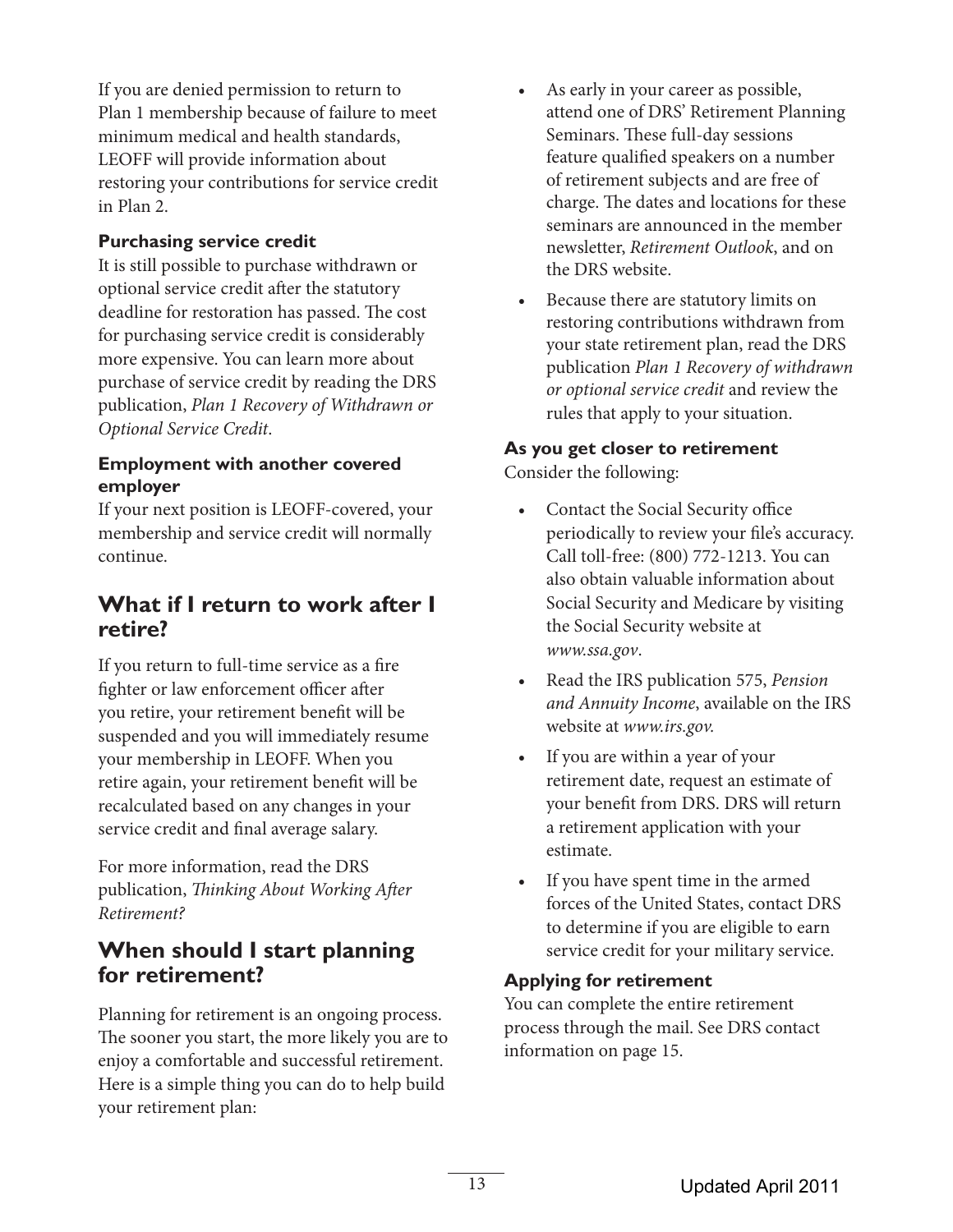If you are denied permission to return to Plan 1 membership because of failure to meet minimum medical and health standards, LEOFF will provide information about restoring your contributions for service credit in Plan 2.

**Purchasing service credit**

It is still possible to purchase withdrawn or optional service credit after the statutory deadline for restoration has passed. The cost for purchasing service credit is considerably more expensive. You can learn more about purchase of service credit by reading the DRS publication, *Plan 1 Recovery of Withdrawn or Optional Service Credit*.

**Employment with another covered employer**

If your next position is LEOFF-covered, your membership and service credit will normally continue.

## What if I return to work after I retire?

If you return to full-time service as a fire fighter or law enforcement officer after you retire, your retirement benefit will be suspended and you will immediately resume your membership in LEOFF. When you retire again, your retirement benefit will be recalculated based on any changes in your service credit and final average salary.

For more information, read the DRS publication, *Thinking About Working After Retirement?*

## When should I start planning for retirement?

Planning for retirement is an ongoing process. The sooner you start, the more likely you are to enjoy a comfortable and successful retirement. Here is a simple thing you can do to help build your retirement plan:

- As early in your career as possible, attend one of DRS' Retirement Planning Seminars. These full-day sessions feature qualified speakers on a number of retirement subjects and are free of charge. The dates and locations for these seminars are announced in the member newsletter, *Retirement Outlook*, and on the DRS website.
- Because there are statutory limits on restoring contributions withdrawn from your state retirement plan, read the DRS publication *Plan 1 Recovery of withdrawn or optional service credit* and review the rules that apply to your situation.

**As you get closer to retirement**

Consider the following:

- Contact the Social Security office periodically to review your file's accuracy. Call toll-free: (800) 772-1213. You can also obtain valuable information about Social Security and Medicare by visiting the Social Security website at *www.ssa.gov*.
- Read the IRS publication 575, *Pension and Annuity Income*, available on the IRS website at *www.irs.gov.*
- If you are within a year of your retirement date, request an estimate of your benefit from DRS. DRS will return a retirement application with your estimate.
- If you have spent time in the armed forces of the United States, contact DRS to determine if you are eligible to earn service credit for your military service.

**Applying for retirement**

You can complete the entire retirement process through the mail. See DRS contact information on page 15.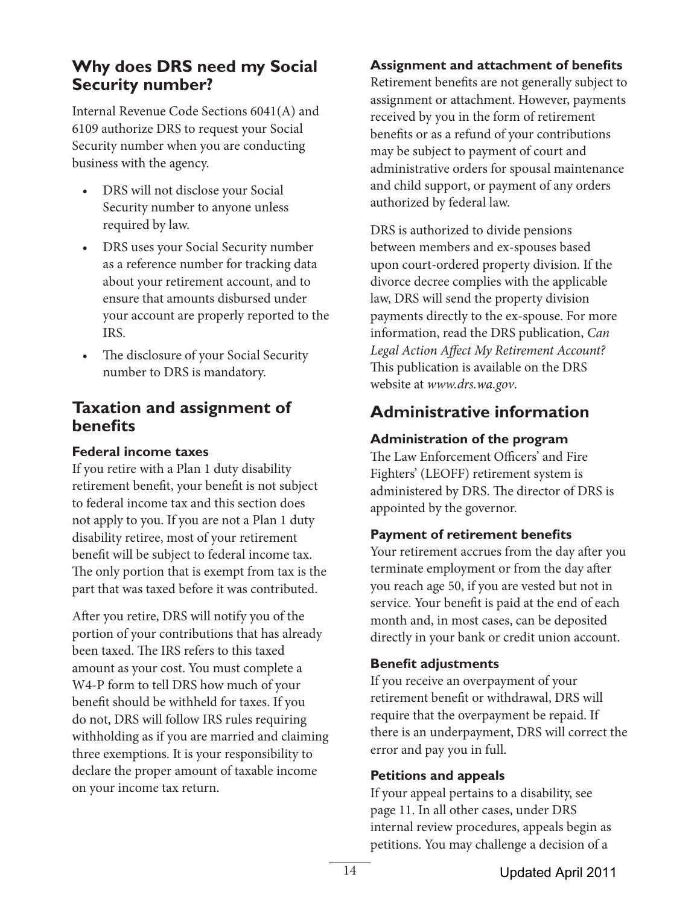## Why does DRS need my Social Security number?

Internal Revenue Code Sections 6041(A) and 6109 authorize DRS to request your Social Security number when you are conducting business with the agency.

- DRS will not disclose your Social Security number to anyone unless required by law.
- DRS uses your Social Security number as a reference number for tracking data about your retirement account, and to ensure that amounts disbursed under your account are properly reported to the IRS.
- The disclosure of your Social Security number to DRS is mandatory.

## Taxation and assignment of benefits

### Federal income taxes

If you retire with a Plan 1 duty disability retirement benefit, your benefit is not subject to federal income tax and this section does not apply to you. If you are not a Plan 1 duty disability retiree, most of your retirement benefit will be subject to federal income tax. The only portion that is exempt from tax is the part that was taxed before it was contributed.

After you retire, DRS will notify you of the portion of your contributions that has already been taxed. The IRS refers to this taxed amount as your cost. You must complete a W4-P form to tell DRS how much of your benefit should be withheld for taxes. If you do not, DRS will follow IRS rules requiring withholding as if you are married and claiming three exemptions. It is your responsibility to declare the proper amount of taxable income on your income tax return.

### Assignment and attachment of benefits

Retirement benefits are not generally subject to assignment or attachment. However, payments received by you in the form of retirement benefits or as a refund of your contributions may be subject to payment of court and administrative orders for spousal maintenance and child support, or payment of any orders authorized by federal law.

DRS is authorized to divide pensions between members and ex-spouses based upon court-ordered property division. If the divorce decree complies with the applicable law, DRS will send the property division payments directly to the ex-spouse. For more information, read the DRS publication, *Can Legal Action Affect My Retirement Account?* This publication is available on the DRS website at *www.drs.wa.gov*.

## Administrative information

### Administration of the program

The Law Enforcement Officers' and Fire Fighters' (LEOFF) retirement system is administered by DRS. The director of DRS is appointed by the governor.

### Payment of retirement benefits

Your retirement accrues from the day after you terminate employment or from the day after you reach age 50, if you are vested but not in service. Your benefit is paid at the end of each month and, in most cases, can be deposited directly in your bank or credit union account.

### Benefit adjustments

If you receive an overpayment of your retirement benefit or withdrawal, DRS will require that the overpayment be repaid. If there is an underpayment, DRS will correct the error and pay you in full.

### Petitions and appeals

If your appeal pertains to a disability, see page 11. In all other cases, under DRS internal review procedures, appeals begin as petitions. You may challenge a decision of a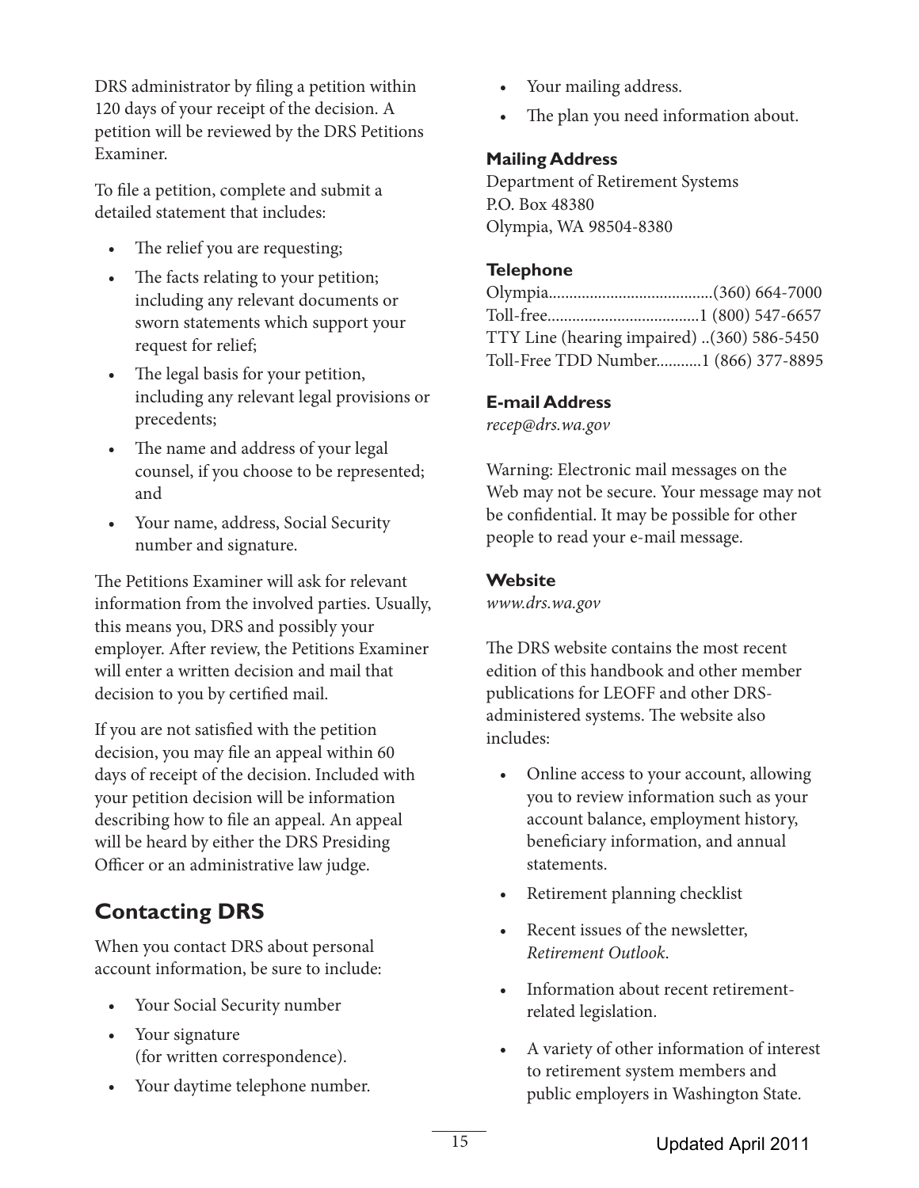DRS administrator by filing a petition within 120 days of your receipt of the decision. A petition will be reviewed by the DRS Petitions Examiner.

To file a petition, complete and submit a detailed statement that includes:

- The relief you are requesting;
- The facts relating to your petition; including any relevant documents or sworn statements which support your request for relief;
- The legal basis for your petition, including any relevant legal provisions or precedents;
- The name and address of your legal counsel, if you choose to be represented; and
- Your name, address, Social Security number and signature.

The Petitions Examiner will ask for relevant information from the involved parties. Usually, this means you, DRS and possibly your employer. After review, the Petitions Examiner will enter a written decision and mail that decision to you by certified mail.

If you are not satisfied with the petition decision, you may file an appeal within 60 days of receipt of the decision. Included with your petition decision will be information describing how to file an appeal. An appeal will be heard by either the DRS Presiding Officer or an administrative law judge.

## Contacting DRS

When you contact DRS about personal account information, be sure to include:

- Your Social Security number
- Your signature (for written correspondence).
- Your daytime telephone number.
- Your mailing address.
- The plan you need information about.

### Mailing Address

Department of Retirement Systems
P.O. Box 48380
Olympia, WA 98504-8380

### Telephone

Olympia........................................(360) 664-7000
Toll-free.....................................1 (800) 547-6657
TTY Line (hearing impaired) ..(360) 586-5450
Toll-Free TDD Number...........1 (866) 377-8895

### E-mail Address

*recep@drs.wa.gov*

Warning: Electronic mail messages on the Web may not be secure. Your message may not be confidential. It may be possible for other people to read your e-mail message.

### Website

*www.drs.wa.gov*

The DRS website contains the most recent edition of this handbook and other member publications for LEOFF and other DRS-administered systems. The website also includes:

- Online access to your account, allowing you to review information such as your account balance, employment history, beneficiary information, and annual statements.
- Retirement planning checklist
- Recent issues of the newsletter, *Retirement Outlook*.
- Information about recent retirement-related legislation.
- A variety of other information of interest to retirement system members and public employers in Washington State.

Updated April 2011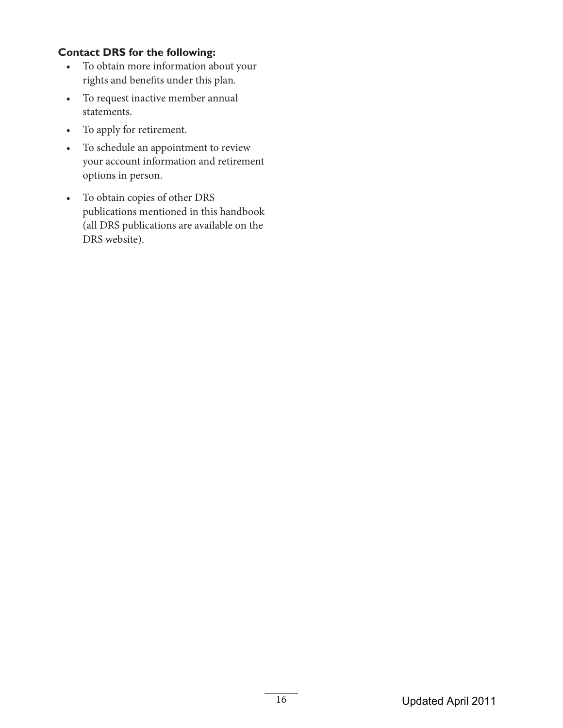**Contact DRS for the following:**

- To obtain more information about your rights and benefits under this plan.
- To request inactive member annual statements.
- To apply for retirement.
- To schedule an appointment to review your account information and retirement options in person.
- To obtain copies of other DRS publications mentioned in this handbook (all DRS publications are available on the DRS website).